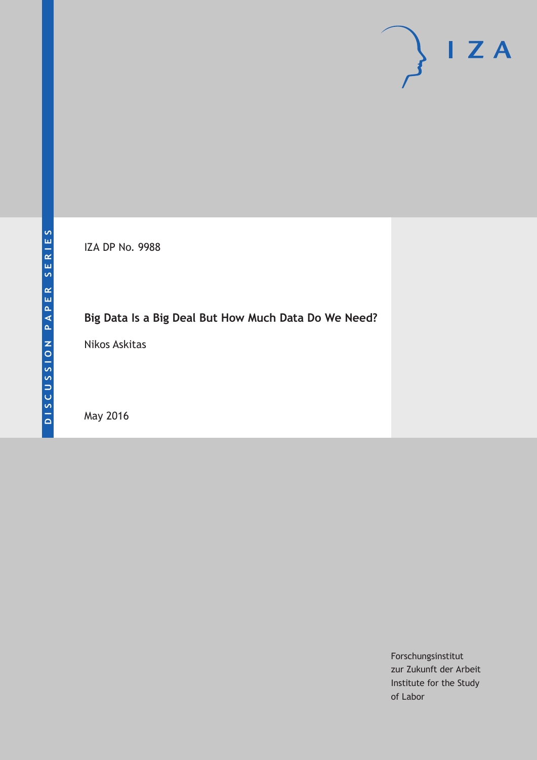DISCUSSION PAPER SERIES

IZA DP No. 9988

# Big Data Is a Big Deal But How Much Data Do We Need?

Nikos Askitas

May 2016

Forschungsinstitut
zur Zukunft der Arbeit
Institute for the Study
of Labor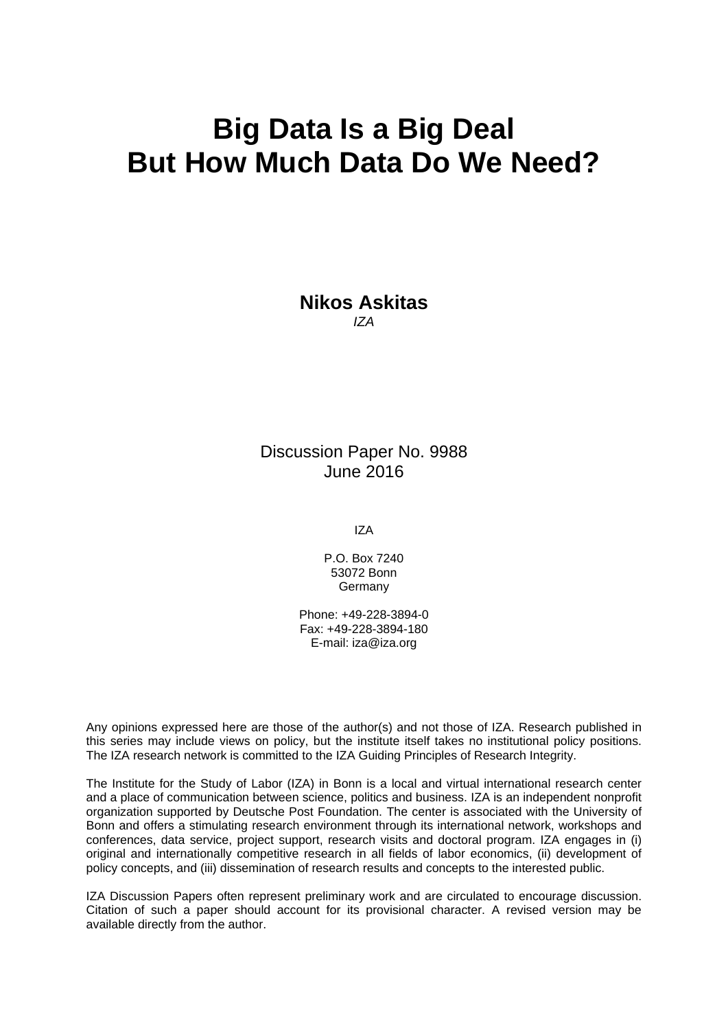# Big Data Is a Big Deal
# But How Much Data Do We Need?

**Nikos Askitas**
*IZA*

Discussion Paper No. 9988
June 2016

IZA

P.O. Box 7240
53072 Bonn
Germany

Phone: +49-228-3894-0
Fax: +49-228-3894-180
E-mail: iza@iza.org

Any opinions expressed here are those of the author(s) and not those of IZA. Research published in this series may include views on policy, but the institute itself takes no institutional policy positions. The IZA research network is committed to the IZA Guiding Principles of Research Integrity.

The Institute for the Study of Labor (IZA) in Bonn is a local and virtual international research center and a place of communication between science, politics and business. IZA is an independent nonprofit organization supported by Deutsche Post Foundation. The center is associated with the University of Bonn and offers a stimulating research environment through its international network, workshops and conferences, data service, project support, research visits and doctoral program. IZA engages in (i) original and internationally competitive research in all fields of labor economics, (ii) development of policy concepts, and (iii) dissemination of research results and concepts to the interested public.

IZA Discussion Papers often represent preliminary work and are circulated to encourage discussion. Citation of such a paper should account for its provisional character. A revised version may be available directly from the author.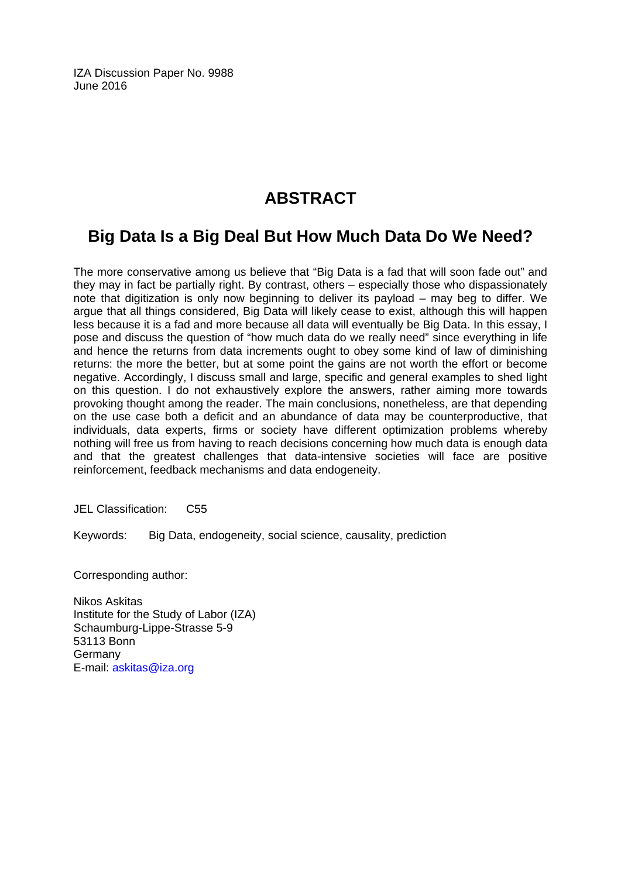IZA Discussion Paper No. 9988
June 2016

# ABSTRACT

## Big Data Is a Big Deal But How Much Data Do We Need?

The more conservative among us believe that "Big Data is a fad that will soon fade out" and they may in fact be partially right. By contrast, others – especially those who dispassionately note that digitization is only now beginning to deliver its payload – may beg to differ. We argue that all things considered, Big Data will likely cease to exist, although this will happen less because it is a fad and more because all data will eventually be Big Data. In this essay, I pose and discuss the question of "how much data do we really need" since everything in life and hence the returns from data increments ought to obey some kind of law of diminishing returns: the more the better, but at some point the gains are not worth the effort or become negative. Accordingly, I discuss small and large, specific and general examples to shed light on this question. I do not exhaustively explore the answers, rather aiming more towards provoking thought among the reader. The main conclusions, nonetheless, are that depending on the use case both a deficit and an abundance of data may be counterproductive, that individuals, data experts, firms or society have different optimization problems whereby nothing will free us from having to reach decisions concerning how much data is enough data and that the greatest challenges that data-intensive societies will face are positive reinforcement, feedback mechanisms and data endogeneity.

JEL Classification: C55

Keywords: Big Data, endogeneity, social science, causality, prediction

Corresponding author:

Nikos Askitas
Institute for the Study of Labor (IZA)
Schaumburg-Lippe-Strasse 5-9
53113 Bonn
Germany
E-mail: askitas@iza.org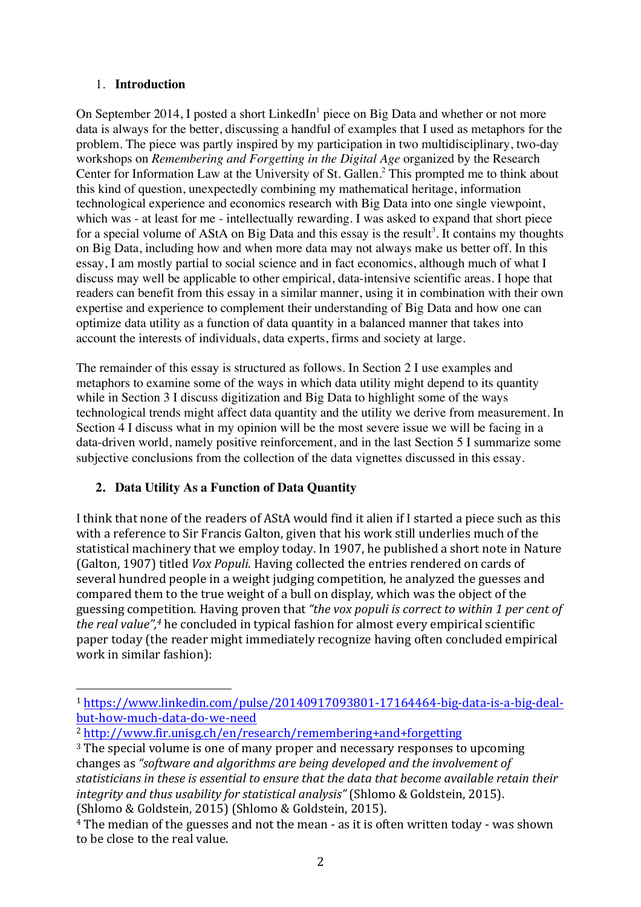## 1. **Introduction**

On September 2014, I posted a short LinkedIn[1] piece on Big Data and whether or not more data is always for the better, discussing a handful of examples that I used as metaphors for the problem. The piece was partly inspired by my participation in two multidisciplinary, two-day workshops on *Remembering and Forgetting in the Digital Age* organized by the Research Center for Information Law at the University of St. Gallen.[2] This prompted me to think about this kind of question, unexpectedly combining my mathematical heritage, information technological experience and economics research with Big Data into one single viewpoint, which was - at least for me - intellectually rewarding. I was asked to expand that short piece for a special volume of AStA on Big Data and this essay is the result[3]. It contains my thoughts on Big Data, including how and when more data may not always make us better off. In this essay, I am mostly partial to social science and in fact economics, although much of what I discuss may well be applicable to other empirical, data-intensive scientific areas. I hope that readers can benefit from this essay in a similar manner, using it in combination with their own expertise and experience to complement their understanding of Big Data and how one can optimize data utility as a function of data quantity in a balanced manner that takes into account the interests of individuals, data experts, firms and society at large.

The remainder of this essay is structured as follows. In Section 2 I use examples and metaphors to examine some of the ways in which data utility might depend to its quantity while in Section 3 I discuss digitization and Big Data to highlight some of the ways technological trends might affect data quantity and the utility we derive from measurement. In Section 4 I discuss what in my opinion will be the most severe issue we will be facing in a data-driven world, namely positive reinforcement, and in the last Section 5 I summarize some subjective conclusions from the collection of the data vignettes discussed in this essay.

## 2. **Data Utility As a Function of Data Quantity**

I think that none of the readers of AStA would find it alien if I started a piece such as this with a reference to Sir Francis Galton, given that his work still underlies much of the statistical machinery that we employ today. In 1907, he published a short note in Nature (Galton, 1907) titled *Vox Populi*. Having collected the entries rendered on cards of several hundred people in a weight judging competition, he analyzed the guesses and compared them to the true weight of a bull on display, which was the object of the guessing competition. Having proven that *"the vox populi is correct to within 1 per cent of the real value",*[4] he concluded in typical fashion for almost every empirical scientific paper today (the reader might immediately recognize having often concluded empirical work in similar fashion):

---

[1] https://www.linkedin.com/pulse/20140917093801-17164464-big-data-is-a-big-deal-but-how-much-data-do-we-need

[2] http://www.fir.unisg.ch/en/research/remembering+and+forgetting

[3] The special volume is one of many proper and necessary responses to upcoming changes as *"software and algorithms are being developed and the involvement of statisticians in these is essential to ensure that the data that become available retain their integrity and thus usability for statistical analysis"* (Shlomo & Goldstein, 2015). (Shlomo & Goldstein, 2015) (Shlomo & Goldstein, 2015).

[4] The median of the guesses and not the mean - as it is often written today - was shown to be close to the real value.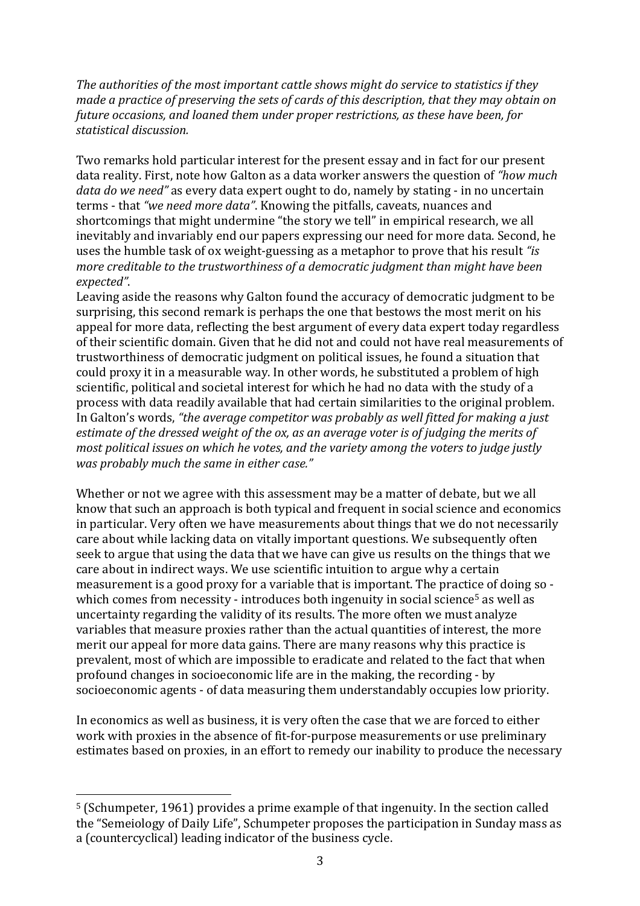*The authorities of the most important cattle shows might do service to statistics if they made a practice of preserving the sets of cards of this description, that they may obtain on future occasions, and loaned them under proper restrictions, as these have been, for statistical discussion.*

Two remarks hold particular interest for the present essay and in fact for our present data reality. First, note how Galton as a data worker answers the question of *"how much data do we need"* as every data expert ought to do, namely by stating - in no uncertain terms - that *"we need more data"*. Knowing the pitfalls, caveats, nuances and shortcomings that might undermine "the story we tell" in empirical research, we all inevitably and invariably end our papers expressing our need for more data. Second, he uses the humble task of ox weight-guessing as a metaphor to prove that his result *"is more creditable to the trustworthiness of a democratic judgment than might have been expected"*.

Leaving aside the reasons why Galton found the accuracy of democratic judgment to be surprising, this second remark is perhaps the one that bestows the most merit on his appeal for more data, reflecting the best argument of every data expert today regardless of their scientific domain. Given that he did not and could not have real measurements of trustworthiness of democratic judgment on political issues, he found a situation that could proxy it in a measurable way. In other words, he substituted a problem of high scientific, political and societal interest for which he had no data with the study of a process with data readily available that had certain similarities to the original problem. In Galton's words, *"the average competitor was probably as well fitted for making a just estimate of the dressed weight of the ox, as an average voter is of judging the merits of most political issues on which he votes, and the variety among the voters to judge justly was probably much the same in either case."*

Whether or not we agree with this assessment may be a matter of debate, but we all know that such an approach is both typical and frequent in social science and economics in particular. Very often we have measurements about things that we do not necessarily care about while lacking data on vitally important questions. We subsequently often seek to argue that using the data that we have can give us results on the things that we care about in indirect ways. We use scientific intuition to argue why a certain measurement is a good proxy for a variable that is important. The practice of doing so - which comes from necessity - introduces both ingenuity in social science[5] as well as uncertainty regarding the validity of its results. The more often we must analyze variables that measure proxies rather than the actual quantities of interest, the more merit our appeal for more data gains. There are many reasons why this practice is prevalent, most of which are impossible to eradicate and related to the fact that when profound changes in socioeconomic life are in the making, the recording - by socioeconomic agents - of data measuring them understandably occupies low priority.

In economics as well as business, it is very often the case that we are forced to either work with proxies in the absence of fit-for-purpose measurements or use preliminary estimates based on proxies, in an effort to remedy our inability to produce the necessary

[5] (Schumpeter, 1961) provides a prime example of that ingenuity. In the section called the "Semeiology of Daily Life", Schumpeter proposes the participation in Sunday mass as a (countercyclical) leading indicator of the business cycle.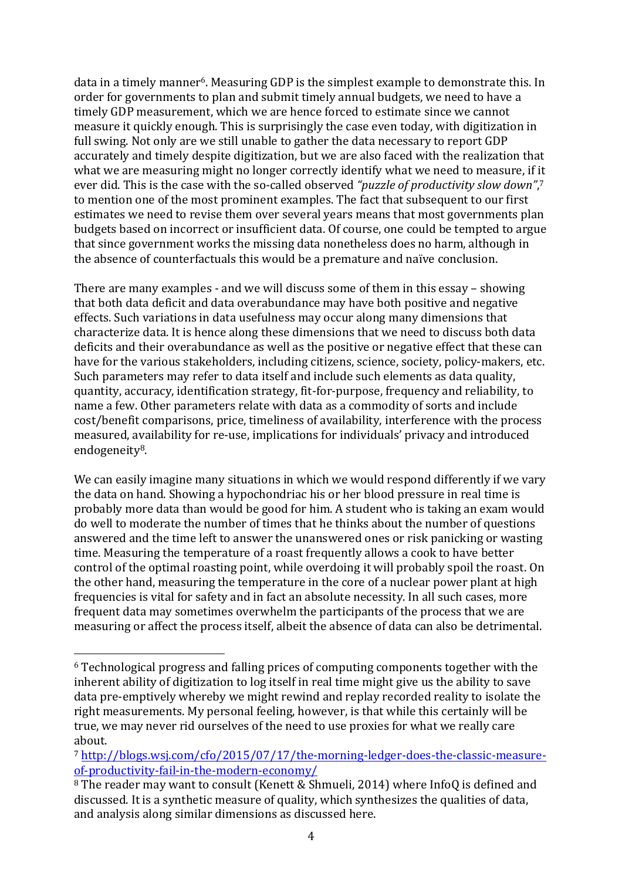data in a timely manner[6]. Measuring GDP is the simplest example to demonstrate this. In order for governments to plan and submit timely annual budgets, we need to have a timely GDP measurement, which we are hence forced to estimate since we cannot measure it quickly enough. This is surprisingly the case even today, with digitization in full swing. Not only are we still unable to gather the data necessary to report GDP accurately and timely despite digitization, but we are also faced with the realization that what we are measuring might no longer correctly identify what we need to measure, if it ever did. This is the case with the so-called observed *"puzzle of productivity slow down"*,[7] to mention one of the most prominent examples. The fact that subsequent to our first estimates we need to revise them over several years means that most governments plan budgets based on incorrect or insufficient data. Of course, one could be tempted to argue that since government works the missing data nonetheless does no harm, although in the absence of counterfactuals this would be a premature and naïve conclusion.

There are many examples - and we will discuss some of them in this essay – showing that both data deficit and data overabundance may have both positive and negative effects. Such variations in data usefulness may occur along many dimensions that characterize data. It is hence along these dimensions that we need to discuss both data deficits and their overabundance as well as the positive or negative effect that these can have for the various stakeholders, including citizens, science, society, policy-makers, etc. Such parameters may refer to data itself and include such elements as data quality, quantity, accuracy, identification strategy, fit-for-purpose, frequency and reliability, to name a few. Other parameters relate with data as a commodity of sorts and include cost/benefit comparisons, price, timeliness of availability, interference with the process measured, availability for re-use, implications for individuals' privacy and introduced endogeneity[8].

We can easily imagine many situations in which we would respond differently if we vary the data on hand. Showing a hypochondriac his or her blood pressure in real time is probably more data than would be good for him. A student who is taking an exam would do well to moderate the number of times that he thinks about the number of questions answered and the time left to answer the unanswered ones or risk panicking or wasting time. Measuring the temperature of a roast frequently allows a cook to have better control of the optimal roasting point, while overdoing it will probably spoil the roast. On the other hand, measuring the temperature in the core of a nuclear power plant at high frequencies is vital for safety and in fact an absolute necessity. In all such cases, more frequent data may sometimes overwhelm the participants of the process that we are measuring or affect the process itself, albeit the absence of data can also be detrimental.

---

[6] Technological progress and falling prices of computing components together with the inherent ability of digitization to log itself in real time might give us the ability to save data pre-emptively whereby we might rewind and replay recorded reality to isolate the right measurements. My personal feeling, however, is that while this certainly will be true, we may never rid ourselves of the need to use proxies for what we really care about.

[7] http://blogs.wsj.com/cfo/2015/07/17/the-morning-ledger-does-the-classic-measure-of-productivity-fail-in-the-modern-economy/

[8] The reader may want to consult (Kenett & Shmueli, 2014) where InfoQ is defined and discussed. It is a synthetic measure of quality, which synthesizes the qualities of data, and analysis along similar dimensions as discussed here.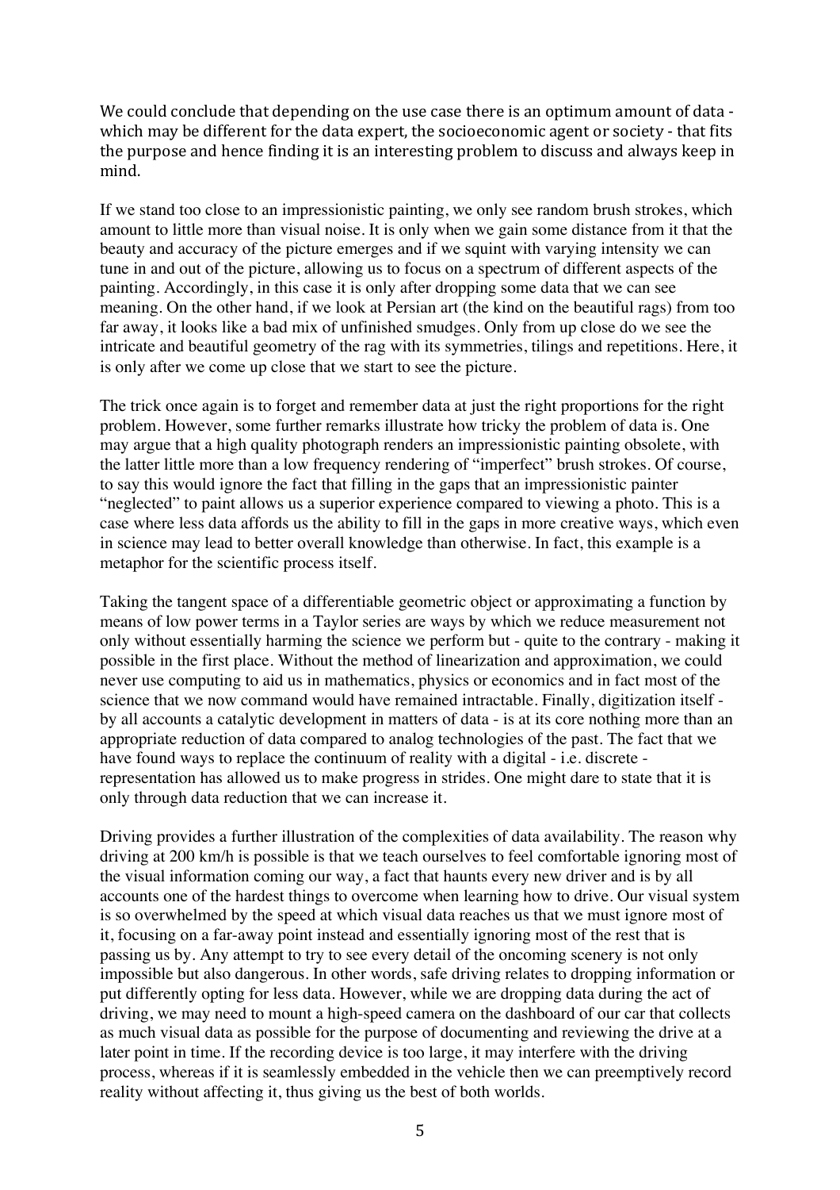We could conclude that depending on the use case there is an optimum amount of data - which may be different for the data expert, the socioeconomic agent or society - that fits the purpose and hence finding it is an interesting problem to discuss and always keep in mind.

If we stand too close to an impressionistic painting, we only see random brush strokes, which amount to little more than visual noise. It is only when we gain some distance from it that the beauty and accuracy of the picture emerges and if we squint with varying intensity we can tune in and out of the picture, allowing us to focus on a spectrum of different aspects of the painting. Accordingly, in this case it is only after dropping some data that we can see meaning. On the other hand, if we look at Persian art (the kind on the beautiful rags) from too far away, it looks like a bad mix of unfinished smudges. Only from up close do we see the intricate and beautiful geometry of the rag with its symmetries, tilings and repetitions. Here, it is only after we come up close that we start to see the picture.

The trick once again is to forget and remember data at just the right proportions for the right problem. However, some further remarks illustrate how tricky the problem of data is. One may argue that a high quality photograph renders an impressionistic painting obsolete, with the latter little more than a low frequency rendering of "imperfect" brush strokes. Of course, to say this would ignore the fact that filling in the gaps that an impressionistic painter "neglected" to paint allows us a superior experience compared to viewing a photo. This is a case where less data affords us the ability to fill in the gaps in more creative ways, which even in science may lead to better overall knowledge than otherwise. In fact, this example is a metaphor for the scientific process itself.

Taking the tangent space of a differentiable geometric object or approximating a function by means of low power terms in a Taylor series are ways by which we reduce measurement not only without essentially harming the science we perform but - quite to the contrary - making it possible in the first place. Without the method of linearization and approximation, we could never use computing to aid us in mathematics, physics or economics and in fact most of the science that we now command would have remained intractable. Finally, digitization itself - by all accounts a catalytic development in matters of data - is at its core nothing more than an appropriate reduction of data compared to analog technologies of the past. The fact that we have found ways to replace the continuum of reality with a digital - i.e. discrete - representation has allowed us to make progress in strides. One might dare to state that it is only through data reduction that we can increase it.

Driving provides a further illustration of the complexities of data availability. The reason why driving at 200 km/h is possible is that we teach ourselves to feel comfortable ignoring most of the visual information coming our way, a fact that haunts every new driver and is by all accounts one of the hardest things to overcome when learning how to drive. Our visual system is so overwhelmed by the speed at which visual data reaches us that we must ignore most of it, focusing on a far-away point instead and essentially ignoring most of the rest that is passing us by. Any attempt to try to see every detail of the oncoming scenery is not only impossible but also dangerous. In other words, safe driving relates to dropping information or put differently opting for less data. However, while we are dropping data during the act of driving, we may need to mount a high-speed camera on the dashboard of our car that collects as much visual data as possible for the purpose of documenting and reviewing the drive at a later point in time. If the recording device is too large, it may interfere with the driving process, whereas if it is seamlessly embedded in the vehicle then we can preemptively record reality without affecting it, thus giving us the best of both worlds.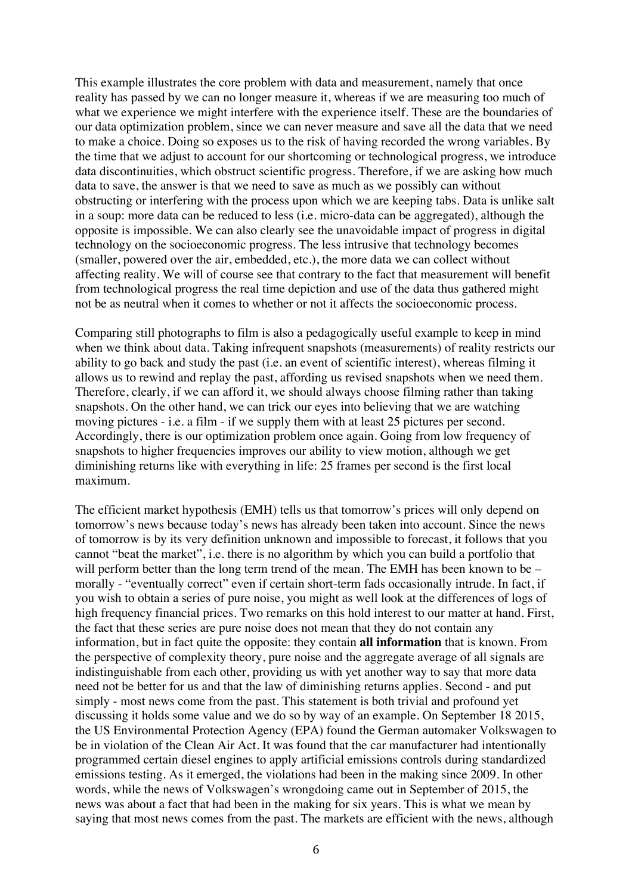This example illustrates the core problem with data and measurement, namely that once reality has passed by we can no longer measure it, whereas if we are measuring too much of what we experience we might interfere with the experience itself. These are the boundaries of our data optimization problem, since we can never measure and save all the data that we need to make a choice. Doing so exposes us to the risk of having recorded the wrong variables. By the time that we adjust to account for our shortcoming or technological progress, we introduce data discontinuities, which obstruct scientific progress. Therefore, if we are asking how much data to save, the answer is that we need to save as much as we possibly can without obstructing or interfering with the process upon which we are keeping tabs. Data is unlike salt in a soup: more data can be reduced to less (i.e. micro-data can be aggregated), although the opposite is impossible. We can also clearly see the unavoidable impact of progress in digital technology on the socioeconomic progress. The less intrusive that technology becomes (smaller, powered over the air, embedded, etc.), the more data we can collect without affecting reality. We will of course see that contrary to the fact that measurement will benefit from technological progress the real time depiction and use of the data thus gathered might not be as neutral when it comes to whether or not it affects the socioeconomic process.

Comparing still photographs to film is also a pedagogically useful example to keep in mind when we think about data. Taking infrequent snapshots (measurements) of reality restricts our ability to go back and study the past (i.e. an event of scientific interest), whereas filming it allows us to rewind and replay the past, affording us revised snapshots when we need them. Therefore, clearly, if we can afford it, we should always choose filming rather than taking snapshots. On the other hand, we can trick our eyes into believing that we are watching moving pictures - i.e. a film - if we supply them with at least 25 pictures per second. Accordingly, there is our optimization problem once again. Going from low frequency of snapshots to higher frequencies improves our ability to view motion, although we get diminishing returns like with everything in life: 25 frames per second is the first local maximum.

The efficient market hypothesis (EMH) tells us that tomorrow's prices will only depend on tomorrow's news because today's news has already been taken into account. Since the news of tomorrow is by its very definition unknown and impossible to forecast, it follows that you cannot "beat the market", i.e. there is no algorithm by which you can build a portfolio that will perform better than the long term trend of the mean. The EMH has been known to be – morally - "eventually correct" even if certain short-term fads occasionally intrude. In fact, if you wish to obtain a series of pure noise, you might as well look at the differences of logs of high frequency financial prices. Two remarks on this hold interest to our matter at hand. First, the fact that these series are pure noise does not mean that they do not contain any information, but in fact quite the opposite: they contain **all information** that is known. From the perspective of complexity theory, pure noise and the aggregate average of all signals are indistinguishable from each other, providing us with yet another way to say that more data need not be better for us and that the law of diminishing returns applies. Second - and put simply - most news come from the past. This statement is both trivial and profound yet discussing it holds some value and we do so by way of an example. On September 18 2015, the US Environmental Protection Agency (EPA) found the German automaker Volkswagen to be in violation of the Clean Air Act. It was found that the car manufacturer had intentionally programmed certain diesel engines to apply artificial emissions controls during standardized emissions testing. As it emerged, the violations had been in the making since 2009. In other words, while the news of Volkswagen's wrongdoing came out in September of 2015, the news was about a fact that had been in the making for six years. This is what we mean by saying that most news comes from the past. The markets are efficient with the news, although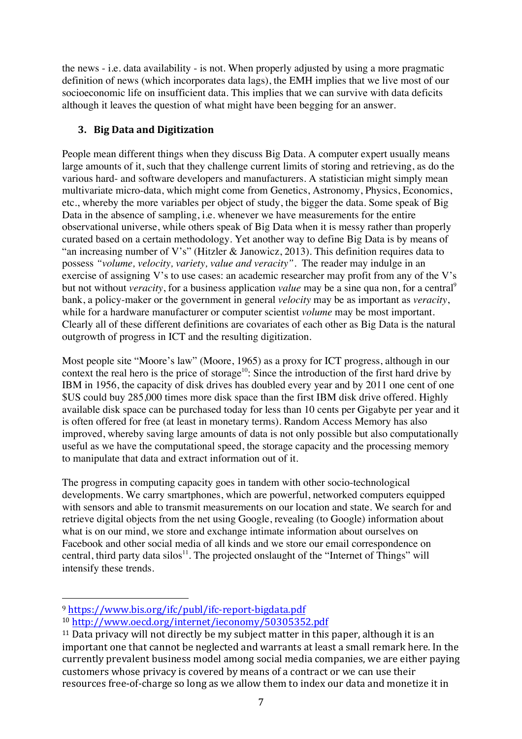the news - i.e. data availability - is not. When properly adjusted by using a more pragmatic definition of news (which incorporates data lags), the EMH implies that we live most of our socioeconomic life on insufficient data. This implies that we can survive with data deficits although it leaves the question of what might have been begging for an answer.

## 3. Big Data and Digitization

People mean different things when they discuss Big Data. A computer expert usually means large amounts of it, such that they challenge current limits of storing and retrieving, as do the various hard- and software developers and manufacturers. A statistician might simply mean multivariate micro-data, which might come from Genetics, Astronomy, Physics, Economics, etc., whereby the more variables per object of study, the bigger the data. Some speak of Big Data in the absence of sampling, i.e. whenever we have measurements for the entire observational universe, while others speak of Big Data when it is messy rather than properly curated based on a certain methodology. Yet another way to define Big Data is by means of "an increasing number of V's" (Hitzler & Janowicz, 2013). This definition requires data to possess *"volume, velocity, variety, value and veracity"*. The reader may indulge in an exercise of assigning V's to use cases: an academic researcher may profit from any of the V's but not without *veracity*, for a business application *value* may be a sine qua non, for a central[9] bank, a policy-maker or the government in general *velocity* may be as important as *veracity*, while for a hardware manufacturer or computer scientist *volume* may be most important. Clearly all of these different definitions are covariates of each other as Big Data is the natural outgrowth of progress in ICT and the resulting digitization.

Most people site "Moore's law" (Moore, 1965) as a proxy for ICT progress, although in our context the real hero is the price of storage[10]: Since the introduction of the first hard drive by IBM in 1956, the capacity of disk drives has doubled every year and by 2011 one cent of one $US could buy 285,000 times more disk space than the first IBM disk drive offered. Highly available disk space can be purchased today for less than 10 cents per Gigabyte per year and it is often offered for free (at least in monetary terms). Random Access Memory has also improved, whereby saving large amounts of data is not only possible but also computationally useful as we have the computational speed, the storage capacity and the processing memory to manipulate that data and extract information out of it.

The progress in computing capacity goes in tandem with other socio-technological developments. We carry smartphones, which are powerful, networked computers equipped with sensors and able to transmit measurements on our location and state. We search for and retrieve digital objects from the net using Google, revealing (to Google) information about what is on our mind, we store and exchange intimate information about ourselves on Facebook and other social media of all kinds and we store our email correspondence on central, third party data silos[11]. The projected onslaught of the "Internet of Things" will intensify these trends.

---

[9] https://www.bis.org/ifc/publ/ifc-report-bigdata.pdf

[10] http://www.oecd.org/internet/ieconomy/50305352.pdf

[11] Data privacy will not directly be my subject matter in this paper, although it is an important one that cannot be neglected and warrants at least a small remark here. In the currently prevalent business model among social media companies, we are either paying customers whose privacy is covered by means of a contract or we can use their resources free-of-charge so long as we allow them to index our data and monetize it in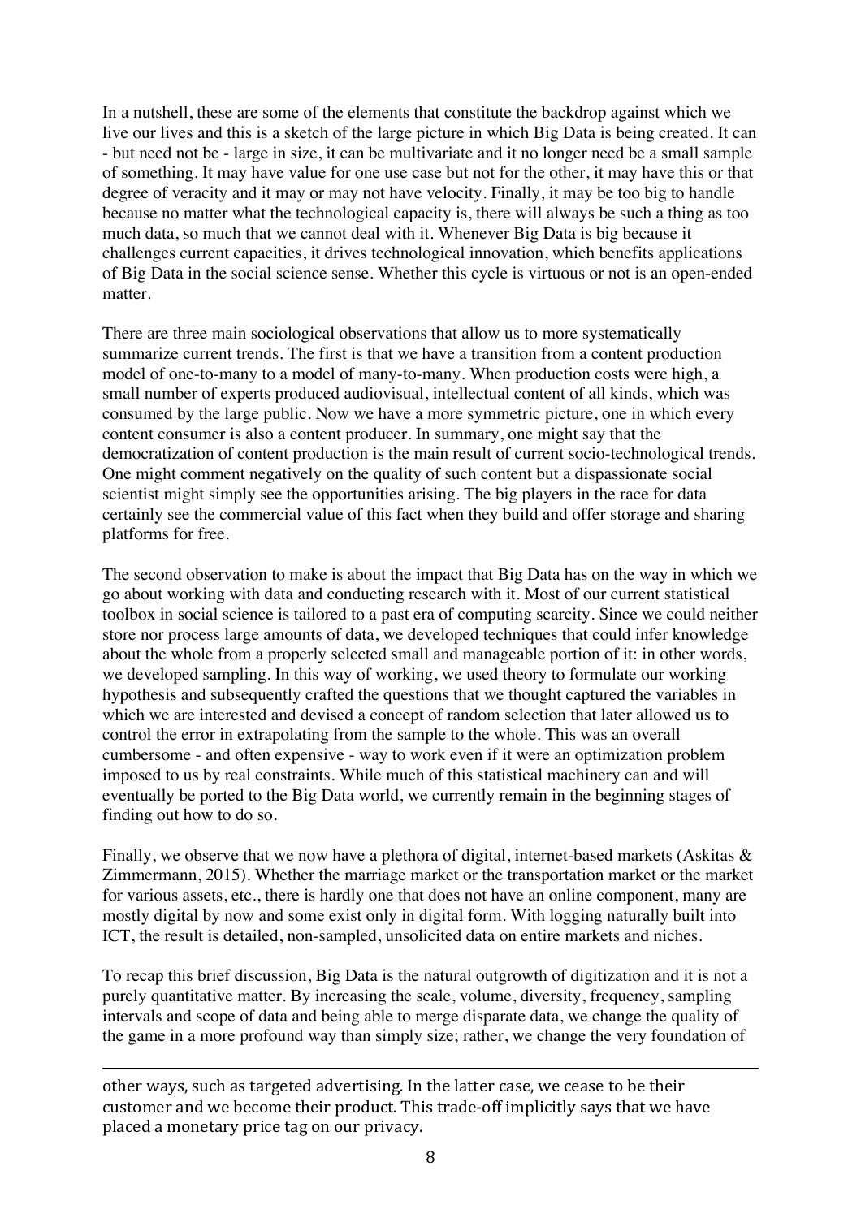In a nutshell, these are some of the elements that constitute the backdrop against which we live our lives and this is a sketch of the large picture in which Big Data is being created. It can - but need not be - large in size, it can be multivariate and it no longer need be a small sample of something. It may have value for one use case but not for the other, it may have this or that degree of veracity and it may or may not have velocity. Finally, it may be too big to handle because no matter what the technological capacity is, there will always be such a thing as too much data, so much that we cannot deal with it. Whenever Big Data is big because it challenges current capacities, it drives technological innovation, which benefits applications of Big Data in the social science sense. Whether this cycle is virtuous or not is an open-ended matter.

There are three main sociological observations that allow us to more systematically summarize current trends. The first is that we have a transition from a content production model of one-to-many to a model of many-to-many. When production costs were high, a small number of experts produced audiovisual, intellectual content of all kinds, which was consumed by the large public. Now we have a more symmetric picture, one in which every content consumer is also a content producer. In summary, one might say that the democratization of content production is the main result of current socio-technological trends. One might comment negatively on the quality of such content but a dispassionate social scientist might simply see the opportunities arising. The big players in the race for data certainly see the commercial value of this fact when they build and offer storage and sharing platforms for free.

The second observation to make is about the impact that Big Data has on the way in which we go about working with data and conducting research with it. Most of our current statistical toolbox in social science is tailored to a past era of computing scarcity. Since we could neither store nor process large amounts of data, we developed techniques that could infer knowledge about the whole from a properly selected small and manageable portion of it: in other words, we developed sampling. In this way of working, we used theory to formulate our working hypothesis and subsequently crafted the questions that we thought captured the variables in which we are interested and devised a concept of random selection that later allowed us to control the error in extrapolating from the sample to the whole. This was an overall cumbersome - and often expensive - way to work even if it were an optimization problem imposed to us by real constraints. While much of this statistical machinery can and will eventually be ported to the Big Data world, we currently remain in the beginning stages of finding out how to do so.

Finally, we observe that we now have a plethora of digital, internet-based markets (Askitas & Zimmermann, 2015). Whether the marriage market or the transportation market or the market for various assets, etc., there is hardly one that does not have an online component, many are mostly digital by now and some exist only in digital form. With logging naturally built into ICT, the result is detailed, non-sampled, unsolicited data on entire markets and niches.

To recap this brief discussion, Big Data is the natural outgrowth of digitization and it is not a purely quantitative matter. By increasing the scale, volume, diversity, frequency, sampling intervals and scope of data and being able to merge disparate data, we change the quality of the game in a more profound way than simply size; rather, we change the very foundation of

---

other ways, such as targeted advertising. In the latter case, we cease to be their customer and we become their product. This trade-off implicitly says that we have placed a monetary price tag on our privacy.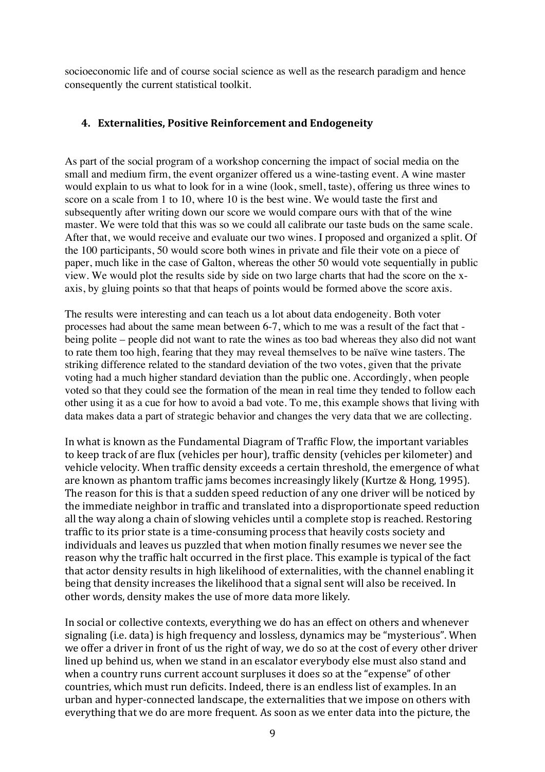socioeconomic life and of course social science as well as the research paradigm and hence consequently the current statistical toolkit.

## 4. Externalities, Positive Reinforcement and Endogeneity

As part of the social program of a workshop concerning the impact of social media on the small and medium firm, the event organizer offered us a wine-tasting event. A wine master would explain to us what to look for in a wine (look, smell, taste), offering us three wines to score on a scale from 1 to 10, where 10 is the best wine. We would taste the first and subsequently after writing down our score we would compare ours with that of the wine master. We were told that this was so we could all calibrate our taste buds on the same scale. After that, we would receive and evaluate our two wines. I proposed and organized a split. Of the 100 participants, 50 would score both wines in private and file their vote on a piece of paper, much like in the case of Galton, whereas the other 50 would vote sequentially in public view. We would plot the results side by side on two large charts that had the score on the x-axis, by gluing points so that that heaps of points would be formed above the score axis.

The results were interesting and can teach us a lot about data endogeneity. Both voter processes had about the same mean between 6-7, which to me was a result of the fact that - being polite – people did not want to rate the wines as too bad whereas they also did not want to rate them too high, fearing that they may reveal themselves to be naïve wine tasters. The striking difference related to the standard deviation of the two votes, given that the private voting had a much higher standard deviation than the public one. Accordingly, when people voted so that they could see the formation of the mean in real time they tended to follow each other using it as a cue for how to avoid a bad vote. To me, this example shows that living with data makes data a part of strategic behavior and changes the very data that we are collecting.

In what is known as the Fundamental Diagram of Traffic Flow, the important variables to keep track of are flux (vehicles per hour), traffic density (vehicles per kilometer) and vehicle velocity. When traffic density exceeds a certain threshold, the emergence of what are known as phantom traffic jams becomes increasingly likely (Kurtze & Hong, 1995). The reason for this is that a sudden speed reduction of any one driver will be noticed by the immediate neighbor in traffic and translated into a disproportionate speed reduction all the way along a chain of slowing vehicles until a complete stop is reached. Restoring traffic to its prior state is a time-consuming process that heavily costs society and individuals and leaves us puzzled that when motion finally resumes we never see the reason why the traffic halt occurred in the first place. This example is typical of the fact that actor density results in high likelihood of externalities, with the channel enabling it being that density increases the likelihood that a signal sent will also be received. In other words, density makes the use of more data more likely.

In social or collective contexts, everything we do has an effect on others and whenever signaling (i.e. data) is high frequency and lossless, dynamics may be "mysterious". When we offer a driver in front of us the right of way, we do so at the cost of every other driver lined up behind us, when we stand in an escalator everybody else must also stand and when a country runs current account surpluses it does so at the "expense" of other countries, which must run deficits. Indeed, there is an endless list of examples. In an urban and hyper-connected landscape, the externalities that we impose on others with everything that we do are more frequent. As soon as we enter data into the picture, the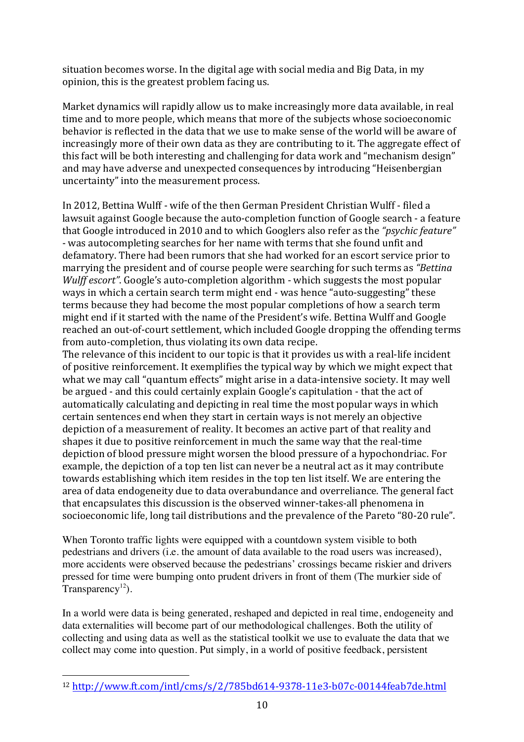situation becomes worse. In the digital age with social media and Big Data, in my opinion, this is the greatest problem facing us.

Market dynamics will rapidly allow us to make increasingly more data available, in real time and to more people, which means that more of the subjects whose socioeconomic behavior is reflected in the data that we use to make sense of the world will be aware of increasingly more of their own data as they are contributing to it. The aggregate effect of this fact will be both interesting and challenging for data work and "mechanism design" and may have adverse and unexpected consequences by introducing "Heisenbergian uncertainty" into the measurement process.

In 2012, Bettina Wulff - wife of the then German President Christian Wulff - filed a lawsuit against Google because the auto-completion function of Google search - a feature that Google introduced in 2010 and to which Googlers also refer as the *"psychic feature"* - was autocompleting searches for her name with terms that she found unfit and defamatory. There had been rumors that she had worked for an escort service prior to marrying the president and of course people were searching for such terms as *"Bettina Wulff escort"*. Google's auto-completion algorithm - which suggests the most popular ways in which a certain search term might end - was hence "auto-suggesting" these terms because they had become the most popular completions of how a search term might end if it started with the name of the President's wife. Bettina Wulff and Google reached an out-of-court settlement, which included Google dropping the offending terms from auto-completion, thus violating its own data recipe.
The relevance of this incident to our topic is that it provides us with a real-life incident of positive reinforcement. It exemplifies the typical way by which we might expect that what we may call "quantum effects" might arise in a data-intensive society. It may well be argued - and this could certainly explain Google's capitulation - that the act of automatically calculating and depicting in real time the most popular ways in which certain sentences end when they start in certain ways is not merely an objective depiction of a measurement of reality. It becomes an active part of that reality and shapes it due to positive reinforcement in much the same way that the real-time depiction of blood pressure might worsen the blood pressure of a hypochondriac. For example, the depiction of a top ten list can never be a neutral act as it may contribute towards establishing which item resides in the top ten list itself. We are entering the area of data endogeneity due to data overabundance and overreliance. The general fact that encapsulates this discussion is the observed winner-takes-all phenomena in socioeconomic life, long tail distributions and the prevalence of the Pareto "80-20 rule".

When Toronto traffic lights were equipped with a countdown system visible to both pedestrians and drivers (i.e. the amount of data available to the road users was increased), more accidents were observed because the pedestrians' crossings became riskier and drivers pressed for time were bumping onto prudent drivers in front of them (The murkier side of Transparency[12]).

In a world were data is being generated, reshaped and depicted in real time, endogeneity and data externalities will become part of our methodological challenges. Both the utility of collecting and using data as well as the statistical toolkit we use to evaluate the data that we collect may come into question. Put simply, in a world of positive feedback, persistent

---

[12] http://www.ft.com/intl/cms/s/2/785bd614-9378-11e3-b07c-00144feab7de.html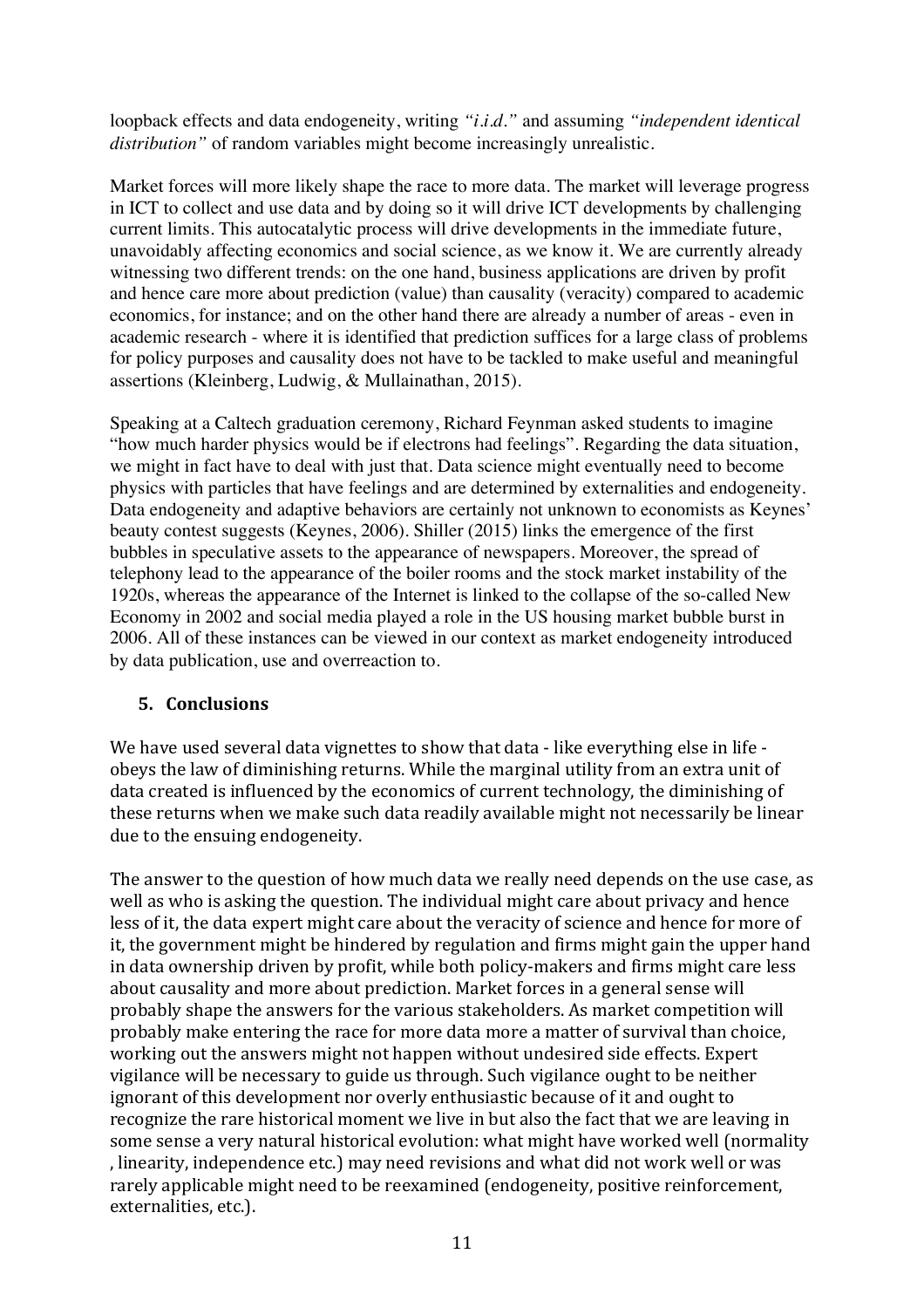loopback effects and data endogeneity, writing *"i.i.d."* and assuming *"independent identical distribution"* of random variables might become increasingly unrealistic.

Market forces will more likely shape the race to more data. The market will leverage progress in ICT to collect and use data and by doing so it will drive ICT developments by challenging current limits. This autocatalytic process will drive developments in the immediate future, unavoidably affecting economics and social science, as we know it. We are currently already witnessing two different trends: on the one hand, business applications are driven by profit and hence care more about prediction (value) than causality (veracity) compared to academic economics, for instance; and on the other hand there are already a number of areas - even in academic research - where it is identified that prediction suffices for a large class of problems for policy purposes and causality does not have to be tackled to make useful and meaningful assertions (Kleinberg, Ludwig, & Mullainathan, 2015).

Speaking at a Caltech graduation ceremony, Richard Feynman asked students to imagine "how much harder physics would be if electrons had feelings". Regarding the data situation, we might in fact have to deal with just that. Data science might eventually need to become physics with particles that have feelings and are determined by externalities and endogeneity. Data endogeneity and adaptive behaviors are certainly not unknown to economists as Keynes' beauty contest suggests (Keynes, 2006). Shiller (2015) links the emergence of the first bubbles in speculative assets to the appearance of newspapers. Moreover, the spread of telephony lead to the appearance of the boiler rooms and the stock market instability of the 1920s, whereas the appearance of the Internet is linked to the collapse of the so-called New Economy in 2002 and social media played a role in the US housing market bubble burst in 2006. All of these instances can be viewed in our context as market endogeneity introduced by data publication, use and overreaction to.

## 5. Conclusions

We have used several data vignettes to show that data - like everything else in life - obeys the law of diminishing returns. While the marginal utility from an extra unit of data created is influenced by the economics of current technology, the diminishing of these returns when we make such data readily available might not necessarily be linear due to the ensuing endogeneity.

The answer to the question of how much data we really need depends on the use case, as well as who is asking the question. The individual might care about privacy and hence less of it, the data expert might care about the veracity of science and hence for more of it, the government might be hindered by regulation and firms might gain the upper hand in data ownership driven by profit, while both policy-makers and firms might care less about causality and more about prediction. Market forces in a general sense will probably shape the answers for the various stakeholders. As market competition will probably make entering the race for more data more a matter of survival than choice, working out the answers might not happen without undesired side effects. Expert vigilance will be necessary to guide us through. Such vigilance ought to be neither ignorant of this development nor overly enthusiastic because of it and ought to recognize the rare historical moment we live in but also the fact that we are leaving in some sense a very natural historical evolution: what might have worked well (normality , linearity, independence etc.) may need revisions and what did not work well or was rarely applicable might need to be reexamined (endogeneity, positive reinforcement, externalities, etc.).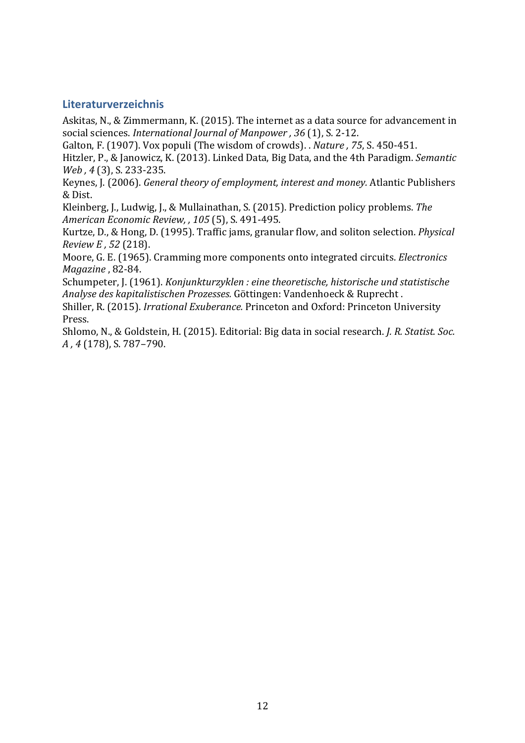## Literaturverzeichnis

Askitas, N., & Zimmermann, K. (2015). The internet as a data source for advancement in social sciences. *International Journal of Manpower , 36* (1), S. 2-12.

Galton, F. (1907). Vox populi (The wisdom of crowds). . *Nature , 75*, S. 450-451.

Hitzler, P., & Janowicz, K. (2013). Linked Data, Big Data, and the 4th Paradigm. *Semantic Web , 4* (3), S. 233-235.

Keynes, J. (2006). *General theory of employment, interest and money.* Atlantic Publishers & Dist.

Kleinberg, J., Ludwig, J., & Mullainathan, S. (2015). Prediction policy problems. *The American Economic Review, , 105* (5), S. 491-495.

Kurtze, D., & Hong, D. (1995). Traffic jams, granular flow, and soliton selection. *Physical Review E , 52* (218).

Moore, G. E. (1965). Cramming more components onto integrated circuits. *Electronics Magazine* , 82-84.

Schumpeter, J. (1961). *Konjunkturzyklen : eine theoretische, historische und statistische Analyse des kapitalistischen Prozesses.* Göttingen: Vandenhoeck & Ruprecht .

Shiller, R. (2015). *Irrational Exuberance.* Princeton and Oxford: Princeton University Press.

Shlomo, N., & Goldstein, H. (2015). Editorial: Big data in social research. *J. R. Statist. Soc. A , 4* (178), S. 787–790.